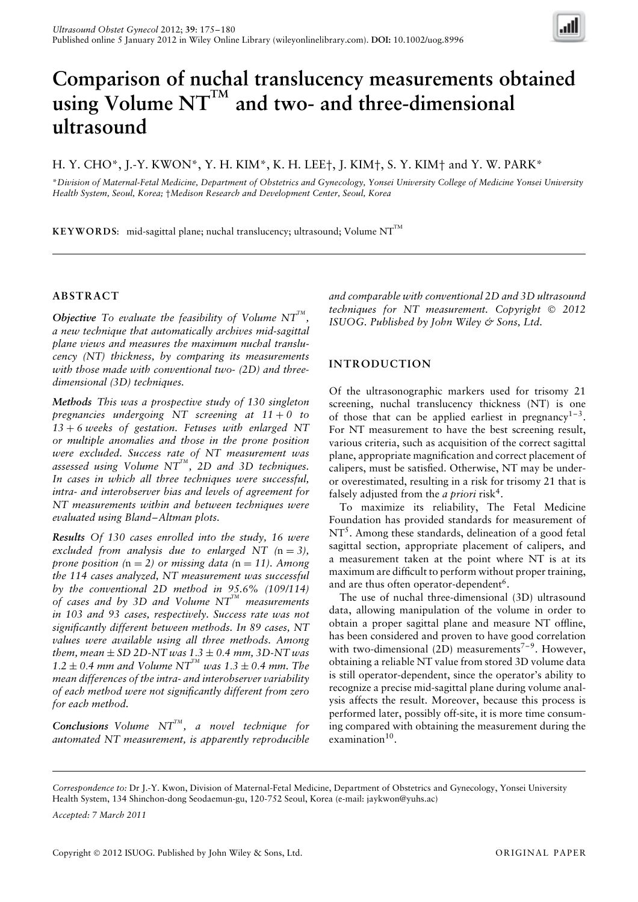# Comparison of nuchal translucency measurements obtained using Volume NT™ and two- and three-dimensional ultrasound

H. Y. CHO*, J.-Y. KWON*, Y. H. KIM*, K. H. LEE†, J. KIM†, S. Y. KIM† and Y. W. PARK*

*Division of Maternal-Fetal Medicine, Department of Obstetrics and Gynecology, Yonsei University College of Medicine Yonsei University Health System, Seoul, Korea; †Medison Research and Development Center, Seoul, Korea

**KEYWORDS**: mid-sagittal plane; nuchal translucency; ultrasound; Volume NT™

## ABSTRACT

***Objective*** *To evaluate the feasibility of Volume NT™, a new technique that automatically archives mid-sagittal plane views and measures the maximum nuchal translucency (NT) thickness, by comparing its measurements with those made with conventional two- (2D) and three-dimensional (3D) techniques.*

***Methods*** *This was a prospective study of 130 singleton pregnancies undergoing NT screening at 11 + 0 to 13 + 6 weeks of gestation. Fetuses with enlarged NT or multiple anomalies and those in the prone position were excluded. Success rate of NT measurement was assessed using Volume NT™, 2D and 3D techniques. In cases in which all three techniques were successful, intra- and interobserver bias and levels of agreement for NT measurements within and between techniques were evaluated using Bland–Altman plots.*

***Results*** *Of 130 cases enrolled into the study, 16 were excluded from analysis due to enlarged NT (n = 3), prone position (n = 2) or missing data (n = 11). Among the 114 cases analyzed, NT measurement was successful by the conventional 2D method in 95.6% (109/114) of cases and by 3D and Volume NT™ measurements in 103 and 93 cases, respectively. Success rate was not significantly different between methods. In 89 cases, NT values were available using all three methods. Among them, mean ± SD 2D-NT was 1.3 ± 0.4 mm, 3D-NT was 1.2 ± 0.4 mm and Volume NT™ was 1.3 ± 0.4 mm. The mean differences of the intra- and interobserver variability of each method were not significantly different from zero for each method.*

***Conclusions*** *Volume NT™, a novel technique for automated NT measurement, is apparently reproducible and comparable with conventional 2D and 3D ultrasound techniques for NT measurement. Copyright © 2012 ISUOG. Published by John Wiley & Sons, Ltd.*

## INTRODUCTION

Of the ultrasonographic markers used for trisomy 21 screening, nuchal translucency thickness (NT) is one of those that can be applied earliest in pregnancy[1–3]. For NT measurement to have the best screening result, various criteria, such as acquisition of the correct sagittal plane, appropriate magnification and correct placement of calipers, must be satisfied. Otherwise, NT may be under- or overestimated, resulting in a risk for trisomy 21 that is falsely adjusted from the *a priori* risk[4].

To maximize its reliability, The Fetal Medicine Foundation has provided standards for measurement of NT[5]. Among these standards, delineation of a good fetal sagittal section, appropriate placement of calipers, and a measurement taken at the point where NT is at its maximum are difficult to perform without proper training, and are thus often operator-dependent[6].

The use of nuchal three-dimensional (3D) ultrasound data, allowing manipulation of the volume in order to obtain a proper sagittal plane and measure NT offline, has been considered and proven to have good correlation with two-dimensional (2D) measurements[7–9]. However, obtaining a reliable NT value from stored 3D volume data is still operator-dependent, since the operator's ability to recognize a precise mid-sagittal plane during volume analysis affects the result. Moreover, because this process is performed later, possibly off-site, it is more time consuming compared with obtaining the measurement during the examination[10].

*Correspondence to:* Dr J.-Y. Kwon, Division of Maternal-Fetal Medicine, Department of Obstetrics and Gynecology, Yonsei University Health System, 134 Shinchon-dong Seodaemun-gu, 120-752 Seoul, Korea (e-mail: jaykwon@yuhs.ac)

*Accepted: 7 March 2011*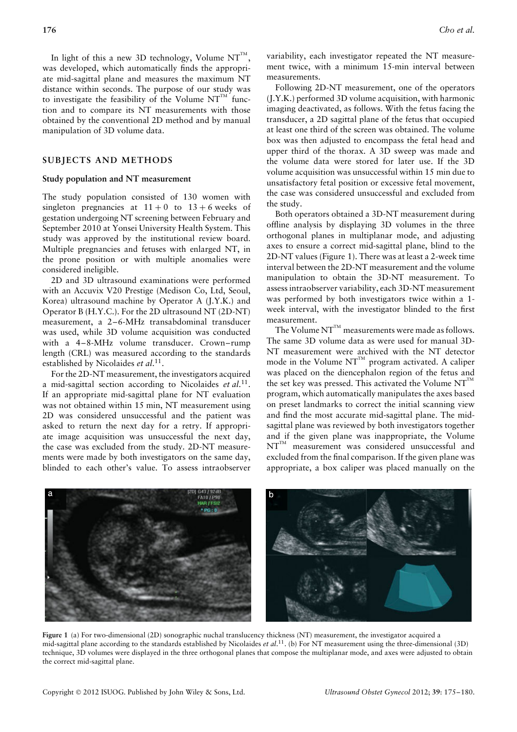In light of this a new 3D technology, Volume NT™, was developed, which automatically finds the appropriate mid-sagittal plane and measures the maximum NT distance within seconds. The purpose of our study was to investigate the feasibility of the Volume NT™ function and to compare its NT measurements with those obtained by the conventional 2D method and by manual manipulation of 3D volume data.

## SUBJECTS AND METHODS

### Study population and NT measurement

The study population consisted of 130 women with singleton pregnancies at $11 + 0$ to $13 + 6$ weeks of gestation undergoing NT screening between February and September 2010 at Yonsei University Health System. This study was approved by the institutional review board. Multiple pregnancies and fetuses with enlarged NT, in the prone position or with multiple anomalies were considered ineligible.

2D and 3D ultrasound examinations were performed with an Accuvix V20 Prestige (Medison Co, Ltd, Seoul, Korea) ultrasound machine by Operator A (J.Y.K.) and Operator B (H.Y.C.). For the 2D ultrasound NT (2D-NT) measurement, a 2–6-MHz transabdominal transducer was used, while 3D volume acquisition was conducted with a 4–8-MHz volume transducer. Crown–rump length (CRL) was measured according to the standards established by Nicolaides *et al.*[11].

For the 2D-NT measurement, the investigators acquired a mid-sagittal section according to Nicolaides *et al.*[11]. If an appropriate mid-sagittal plane for NT evaluation was not obtained within 15 min, NT measurement using 2D was considered unsuccessful and the patient was asked to return the next day for a retry. If appropriate image acquisition was unsuccessful the next day, the case was excluded from the study. 2D-NT measurements were made by both investigators on the same day, blinded to each other's value. To assess intraobserver variability, each investigator repeated the NT measurement twice, with a minimum 15-min interval between measurements.

Following 2D-NT measurement, one of the operators (J.Y.K.) performed 3D volume acquisition, with harmonic imaging deactivated, as follows. With the fetus facing the transducer, a 2D sagittal plane of the fetus that occupied at least one third of the screen was obtained. The volume box was then adjusted to encompass the fetal head and upper third of the thorax. A 3D sweep was made and the volume data were stored for later use. If the 3D volume acquisition was unsuccessful within 15 min due to unsatisfactory fetal position or excessive fetal movement, the case was considered unsuccessful and excluded from the study.

Both operators obtained a 3D-NT measurement during offline analysis by displaying 3D volumes in the three orthogonal planes in multiplanar mode, and adjusting axes to ensure a correct mid-sagittal plane, blind to the 2D-NT values (Figure 1). There was at least a 2-week time interval between the 2D-NT measurement and the volume manipulation to obtain the 3D-NT measurement. To assess intraobserver variability, each 3D-NT measurement was performed by both investigators twice within a 1-week interval, with the investigator blinded to the first measurement.

The Volume NT™ measurements were made as follows. The same 3D volume data as were used for manual 3D-NT measurement were archived with the NT detector mode in the Volume NT™ program activated. A caliper was placed on the diencephalon region of the fetus and the set key was pressed. This activated the Volume NT™ program, which automatically manipulates the axes based on preset landmarks to correct the initial scanning view and find the most accurate mid-sagittal plane. The mid-sagittal plane was reviewed by both investigators together and if the given plane was inappropriate, the Volume NT™ measurement was considered unsuccessful and excluded from the final comparison. If the given plane was appropriate, a box caliper was placed manually on the

**Figure 1** (a) For two-dimensional (2D) sonographic nuchal translucency thickness (NT) measurement, the investigator acquired a mid-sagittal plane according to the standards established by Nicolaides *et al.*[11]. (b) For NT measurement using the three-dimensional (3D) technique, 3D volumes were displayed in the three orthogonal planes that compose the multiplanar mode, and axes were adjusted to obtain the correct mid-sagittal plane.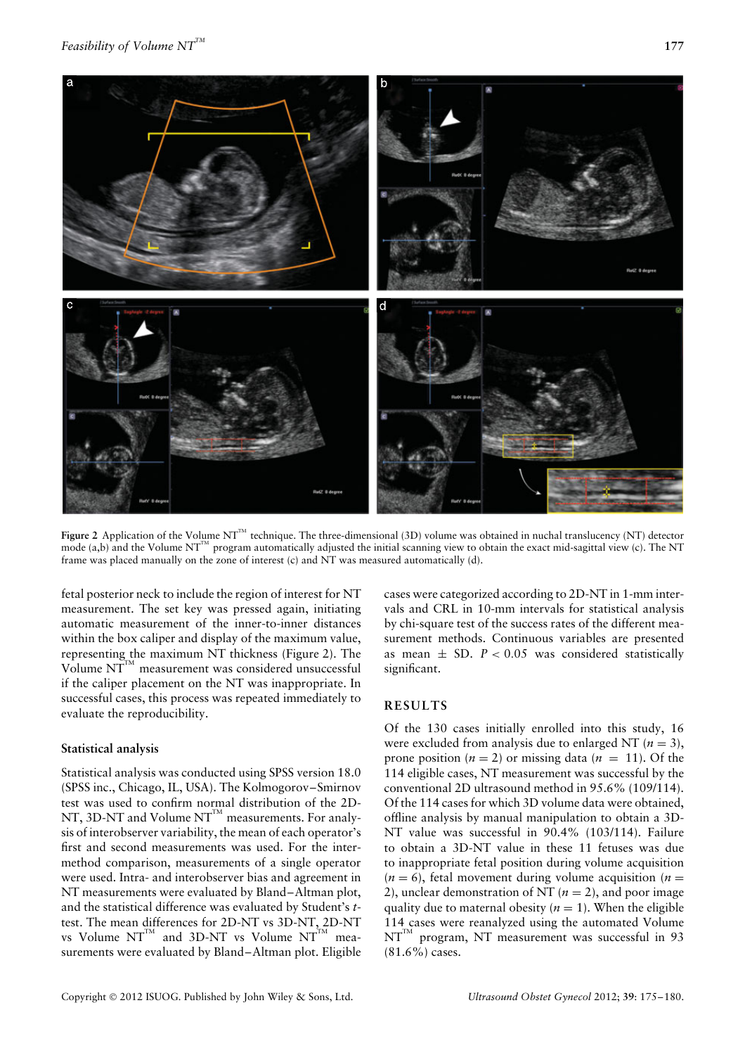Figure 2 Application of the Volume NT™ technique. The three-dimensional (3D) volume was obtained in nuchal translucency (NT) detector mode (a,b) and the Volume NT™ program automatically adjusted the initial scanning view to obtain the exact mid-sagittal view (c). The NT frame was placed manually on the zone of interest (c) and NT was measured automatically (d).

fetal posterior neck to include the region of interest for NT measurement. The set key was pressed again, initiating automatic measurement of the inner-to-inner distances within the box caliper and display of the maximum value, representing the maximum NT thickness (Figure 2). The Volume NT™ measurement was considered unsuccessful if the caliper placement on the NT was inappropriate. In successful cases, this process was repeated immediately to evaluate the reproducibility.

### Statistical analysis

Statistical analysis was conducted using SPSS version 18.0 (SPSS inc., Chicago, IL, USA). The Kolmogorov–Smirnov test was used to confirm normal distribution of the 2D-NT, 3D-NT and Volume NT™ measurements. For analysis of interobserver variability, the mean of each operator's first and second measurements was used. For the inter-method comparison, measurements of a single operator were used. Intra- and interobserver bias and agreement in NT measurements were evaluated by Bland–Altman plot, and the statistical difference was evaluated by Student's *t*-test. The mean differences for 2D-NT vs 3D-NT, 2D-NT vs Volume NT™ and 3D-NT vs Volume NT™ measurements were evaluated by Bland–Altman plot. Eligible cases were categorized according to 2D-NT in 1-mm intervals and CRL in 10-mm intervals for statistical analysis by chi-square test of the success rates of the different measurement methods. Continuous variables are presented as mean ± SD. $P < 0.05$ was considered statistically significant.

## RESULTS

Of the 130 cases initially enrolled into this study, 16 were excluded from analysis due to enlarged NT ($n = 3$), prone position ($n = 2$) or missing data ($n = 11$). Of the 114 eligible cases, NT measurement was successful by the conventional 2D ultrasound method in 95.6% (109/114). Of the 114 cases for which 3D volume data were obtained, offline analysis by manual manipulation to obtain a 3D-NT value was successful in 90.4% (103/114). Failure to obtain a 3D-NT value in these 11 fetuses was due to inappropriate fetal position during volume acquisition ($n = 6$), fetal movement during volume acquisition ($n = 2$), unclear demonstration of NT ($n = 2$), and poor image quality due to maternal obesity ($n = 1$). When the eligible 114 cases were reanalyzed using the automated Volume NT™ program, NT measurement was successful in 93 (81.6%) cases.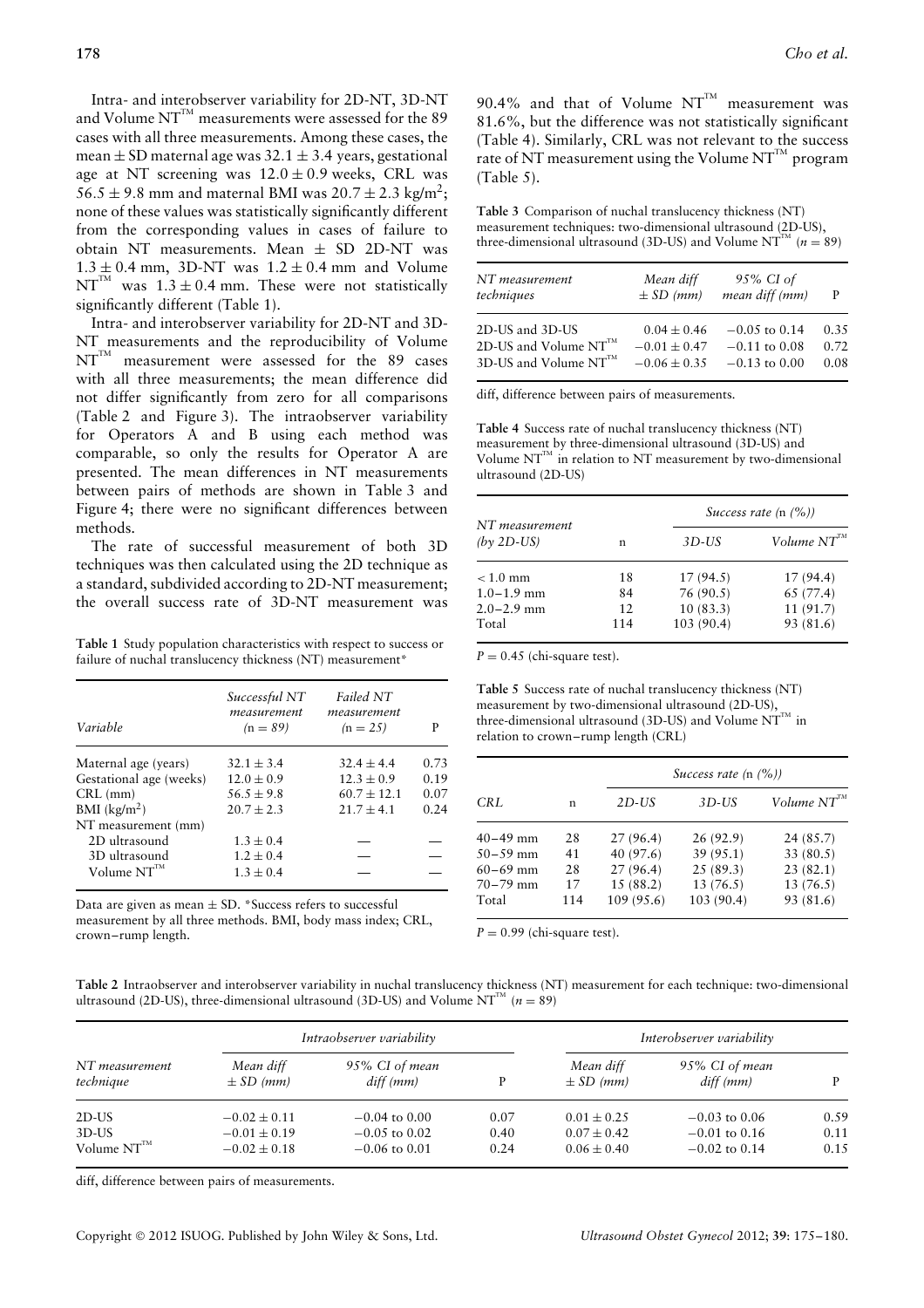Intra- and interobserver variability for 2D-NT, 3D-NT and Volume NT™ measurements were assessed for the 89 cases with all three measurements. Among these cases, the mean ± SD maternal age was 32.1 ± 3.4 years, gestational age at NT screening was 12.0 ± 0.9 weeks, CRL was 56.5 ± 9.8 mm and maternal BMI was 20.7 ± 2.3 kg/m$^2$; none of these values was statistically significantly different from the corresponding values in cases of failure to obtain NT measurements. Mean ± SD 2D-NT was 1.3 ± 0.4 mm, 3D-NT was 1.2 ± 0.4 mm and Volume NT™ was 1.3 ± 0.4 mm. These were not statistically significantly different (Table 1).

Intra- and interobserver variability for 2D-NT and 3D-NT measurements and the reproducibility of Volume NT™ measurement were assessed for the 89 cases with all three measurements; the mean difference did not differ significantly from zero for all comparisons (Table 2 and Figure 3). The intraobserver variability for Operators A and B using each method was comparable, so only the results for Operator A are presented. The mean differences in NT measurements between pairs of methods are shown in Table 3 and Figure 4; there were no significant differences between methods.

The rate of successful measurement of both 3D techniques was then calculated using the 2D technique as a standard, subdivided according to 2D-NT measurement; the overall success rate of 3D-NT measurement was 90.4% and that of Volume NT™ measurement was 81.6%, but the difference was not statistically significant (Table 4). Similarly, CRL was not relevant to the success rate of NT measurement using the Volume NT™ program (Table 5).

**Table 1** Study population characteristics with respect to success or failure of nuchal translucency thickness (NT) measurement*

| Variable | Successful NT measurement (n = 89) | Failed NT measurement (n = 25) | P |
|---|---|---|---|
| Maternal age (years) | 32.1 ± 3.4 | 32.4 ± 4.4 | 0.73 |
| Gestational age (weeks) | 12.0 ± 0.9 | 12.3 ± 0.9 | 0.19 |
| CRL (mm) | 56.5 ± 9.8 | 60.7 ± 12.1 | 0.07 |
| BMI (kg/m$^2$) | 20.7 ± 2.3 | 21.7 ± 4.1 | 0.24 |
| NT measurement (mm) | | | |
| 2D ultrasound | 1.3 ± 0.4 | — | — |
| 3D ultrasound | 1.2 ± 0.4 | — | — |
| Volume NT™ | 1.3 ± 0.4 | — | — |

Data are given as mean ± SD. *Success refers to successful measurement by all three methods. BMI, body mass index; CRL, crown–rump length.

**Table 2** Intraobserver and interobserver variability in nuchal translucency thickness (NT) measurement for each technique: two-dimensional ultrasound (2D-US), three-dimensional ultrasound (3D-US) and Volume NT™ (n = 89)

| NT measurement technique | Intraobserver variability | | | Interobserver variability | | |
|---|---|---|---|---|---|---|
| | Mean diff ± SD (mm) | 95% CI of mean diff (mm) | P | Mean diff ± SD (mm) | 95% CI of mean diff (mm) | P |
| 2D-US | −0.02 ± 0.11 | −0.04 to 0.00 | 0.07 | 0.01 ± 0.25 | −0.03 to 0.06 | 0.59 |
| 3D-US | −0.01 ± 0.19 | −0.05 to 0.02 | 0.40 | 0.07 ± 0.42 | −0.01 to 0.16 | 0.11 |
| Volume NT™ | −0.02 ± 0.18 | −0.06 to 0.01 | 0.24 | 0.06 ± 0.40 | −0.02 to 0.14 | 0.15 |

diff, difference between pairs of measurements.

**Table 3** Comparison of nuchal translucency thickness (NT) measurement techniques: two-dimensional ultrasound (2D-US), three-dimensional ultrasound (3D-US) and Volume NT™ (n = 89)

| NT measurement techniques | Mean diff ± SD (mm) | 95% CI of mean diff (mm) | P |
|---|---|---|---|
| 2D-US and 3D-US | 0.04 ± 0.46 | −0.05 to 0.14 | 0.35 |
| 2D-US and Volume NT™ | −0.01 ± 0.47 | −0.11 to 0.08 | 0.72 |
| 3D-US and Volume NT™ | −0.06 ± 0.35 | −0.13 to 0.00 | 0.08 |

diff, difference between pairs of measurements.

**Table 4** Success rate of nuchal translucency thickness (NT) measurement by three-dimensional ultrasound (3D-US) and Volume NT™ in relation to NT measurement by two-dimensional ultrasound (2D-US)

| NT measurement (by 2D-US) | n | Success rate (n (%)) | |
|---|---|---|---|
| | | 3D-US | Volume NT™ |
| < 1.0 mm | 18 | 17 (94.5) | 17 (94.4) |
| 1.0–1.9 mm | 84 | 76 (90.5) | 65 (77.4) |
| 2.0–2.9 mm | 12 | 10 (83.3) | 11 (91.7) |
| Total | 114 | 103 (90.4) | 93 (81.6) |

$P = 0.45$ (chi-square test).

**Table 5** Success rate of nuchal translucency thickness (NT) measurement by two-dimensional ultrasound (2D-US), three-dimensional ultrasound (3D-US) and Volume NT™ in relation to crown–rump length (CRL)

| CRL | n | Success rate (n (%)) | | |
|---|---|---|---|---|
| | | 2D-US | 3D-US | Volume NT™ |
| 40–49 mm | 28 | 27 (96.4) | 26 (92.9) | 24 (85.7) |
| 50–59 mm | 41 | 40 (97.6) | 39 (95.1) | 33 (80.5) |
| 60–69 mm | 28 | 27 (96.4) | 25 (89.3) | 23 (82.1) |
| 70–79 mm | 17 | 15 (88.2) | 13 (76.5) | 13 (76.5) |
| Total | 114 | 109 (95.6) | 103 (90.4) | 93 (81.6) |

$P = 0.99$ (chi-square test).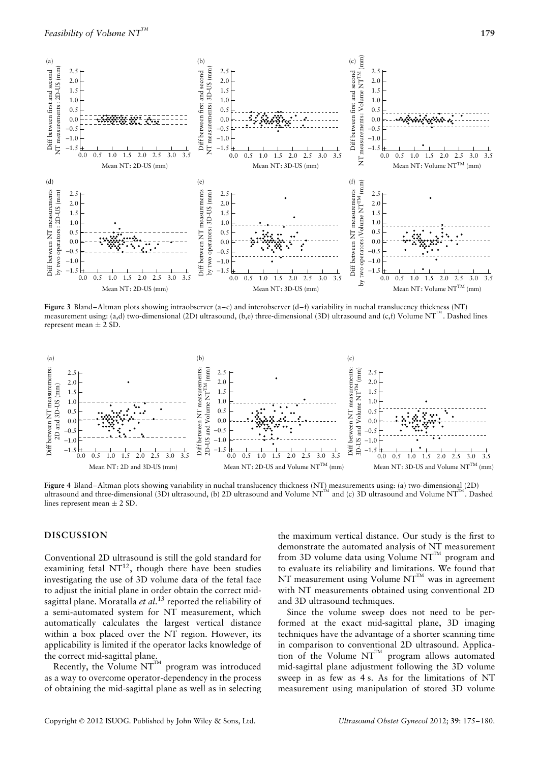**Figure 3** Bland–Altman plots showing intraobserver (a–c) and interobserver (d–f) variability in nuchal translucency thickness (NT) measurement using: (a,d) two-dimensional (2D) ultrasound, (b,e) three-dimensional (3D) ultrasound and (c,f) Volume NT™. Dashed lines represent mean ± 2 SD.

**Figure 4** Bland–Altman plots showing variability in nuchal translucency thickness (NT) measurements using: (a) two-dimensional (2D) ultrasound and three-dimensional (3D) ultrasound, (b) 2D ultrasound and Volume NT™ and (c) 3D ultrasound and Volume NT™. Dashed lines represent mean ± 2 SD.

## DISCUSSION

Conventional 2D ultrasound is still the gold standard for examining fetal NT[12], though there have been studies investigating the use of 3D volume data of the fetal face to adjust the initial plane in order obtain the correct mid-sagittal plane. Moratalla *et al.*[13] reported the reliability of a semi-automated system for NT measurement, which automatically calculates the largest vertical distance within a box placed over the NT region. However, its applicability is limited if the operator lacks knowledge of the correct mid-sagittal plane.

Recently, the Volume NT™ program was introduced as a way to overcome operator-dependency in the process of obtaining the mid-sagittal plane as well as in selecting the maximum vertical distance. Our study is the first to demonstrate the automated analysis of NT measurement from 3D volume data using Volume NT™ program and to evaluate its reliability and limitations. We found that NT measurement using Volume NT™ was in agreement with NT measurements obtained using conventional 2D and 3D ultrasound techniques.

Since the volume sweep does not need to be performed at the exact mid-sagittal plane, 3D imaging techniques have the advantage of a shorter scanning time in comparison to conventional 2D ultrasound. Application of the Volume NT™ program allows automated mid-sagittal plane adjustment following the 3D volume sweep in as few as 4 s. As for the limitations of NT measurement using manipulation of stored 3D volume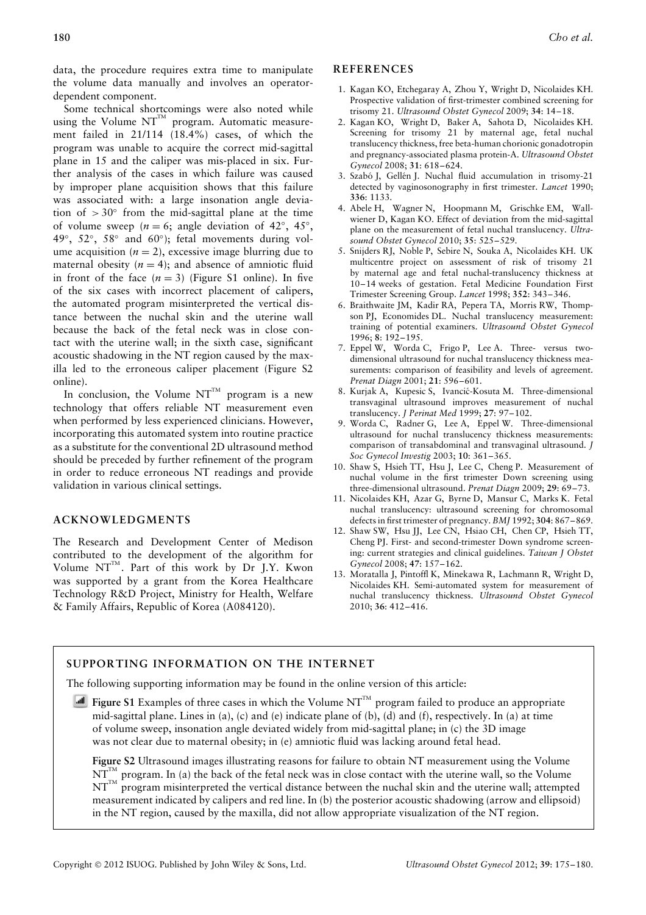data, the procedure requires extra time to manipulate the volume data manually and involves an operator-dependent component.

Some technical shortcomings were also noted while using the Volume NT™ program. Automatic measurement failed in 21/114 (18.4%) cases, of which the program was unable to acquire the correct mid-sagittal plane in 15 and the caliper was mis-placed in six. Further analysis of the cases in which failure was caused by improper plane acquisition shows that this failure was associated with: a large insonation angle deviation of $> 30°$ from the mid-sagittal plane at the time of volume sweep ($n = 6$; angle deviation of 42°, 45°, 49°, 52°, 58° and 60°); fetal movements during volume acquisition ($n = 2$), excessive image blurring due to maternal obesity ($n = 4$); and absence of amniotic fluid in front of the face ($n = 3$) (Figure S1 online). In five of the six cases with incorrect placement of calipers, the automated program misinterpreted the vertical distance between the nuchal skin and the uterine wall because the back of the fetal neck was in close contact with the uterine wall; in the sixth case, significant acoustic shadowing in the NT region caused by the maxilla led to the erroneous caliper placement (Figure S2 online).

In conclusion, the Volume NT™ program is a new technology that offers reliable NT measurement even when performed by less experienced clinicians. However, incorporating this automated system into routine practice as a substitute for the conventional 2D ultrasound method should be preceded by further refinement of the program in order to reduce erroneous NT readings and provide validation in various clinical settings.

## ACKNOWLEDGMENTS

The Research and Development Center of Medison contributed to the development of the algorithm for Volume NT™. Part of this work by Dr J.Y. Kwon was supported by a grant from the Korea Healthcare Technology R&D Project, Ministry for Health, Welfare & Family Affairs, Republic of Korea (A084120).

## REFERENCES

1. Kagan KO, Etchegaray A, Zhou Y, Wright D, Nicolaides KH. Prospective validation of first-trimester combined screening for trisomy 21. *Ultrasound Obstet Gynecol* 2009; **34**: 14–18.
2. Kagan KO, Wright D, Baker A, Sahota D, Nicolaides KH. Screening for trisomy 21 by maternal age, fetal nuchal translucency thickness, free beta-human chorionic gonadotropin and pregnancy-associated plasma protein-A. *Ultrasound Obstet Gynecol* 2008; **31**: 618–624.
3. Szabó J, Gellén J. Nuchal fluid accumulation in trisomy-21 detected by vaginosonography in first trimester. *Lancet* 1990; **336**: 1133.
4. Abele H, Wagner N, Hoopmann M, Grischke EM, Wallwiener D, Kagan KO. Effect of deviation from the mid-sagittal plane on the measurement of fetal nuchal translucency. *Ultrasound Obstet Gynecol* 2010; **35**: 525–529.
5. Snijders RJ, Noble P, Sebire N, Souka A, Nicolaides KH. UK multicentre project on assessment of risk of trisomy 21 by maternal age and fetal nuchal-translucency thickness at 10–14 weeks of gestation. Fetal Medicine Foundation First Trimester Screening Group. *Lancet* 1998; **352**: 343–346.
6. Braithwaite JM, Kadir RA, Pepera TA, Morris RW, Thompson PJ, Economides DL. Nuchal translucency measurement: training of potential examiners. *Ultrasound Obstet Gynecol* 1996; **8**: 192–195.
7. Eppel W, Worda C, Frigo P, Lee A. Three- versus two-dimensional ultrasound for nuchal translucency thickness measurements: comparison of feasibility and levels of agreement. *Prenat Diagn* 2001; **21**: 596–601.
8. Kurjak A, Kupesic S, Ivancić-Kosuta M. Three-dimensional transvaginal ultrasound improves measurement of nuchal translucency. *J Perinat Med* 1999; **27**: 97–102.
9. Worda C, Radner G, Lee A, Eppel W. Three-dimensional ultrasound for nuchal translucency thickness measurements: comparison of transabdominal and transvaginal ultrasound. *J Soc Gynecol Investig* 2003; **10**: 361–365.
10. Shaw S, Hsieh TT, Hsu J, Lee C, Cheng P. Measurement of nuchal volume in the first trimester Down screening using three-dimensional ultrasound. *Prenat Diagn* 2009; **29**: 69–73.
11. Nicolaides KH, Azar G, Byrne D, Mansur C, Marks K. Fetal nuchal translucency: ultrasound screening for chromosomal defects in first trimester of pregnancy. *BMJ* 1992; **304**: 867–869.
12. Shaw SW, Hsu JJ, Lee CN, Hsiao CH, Chen CP, Hsieh TT, Cheng PJ. First- and second-trimester Down syndrome screening: current strategies and clinical guidelines. *Taiwan J Obstet Gynecol* 2008; **47**: 157–162.
13. Moratalla J, Pintoffl K, Minekawa R, Lachmann R, Wright D, Nicolaides KH. Semi-automated system for measurement of nuchal translucency thickness. *Ultrasound Obstet Gynecol* 2010; **36**: 412–416.

## SUPPORTING INFORMATION ON THE INTERNET

The following supporting information may be found in the online version of this article:

**Figure S1** Examples of three cases in which the Volume NT™ program failed to produce an appropriate mid-sagittal plane. Lines in (a), (c) and (e) indicate plane of (b), (d) and (f), respectively. In (a) at time of volume sweep, insonation angle deviated widely from mid-sagittal plane; in (c) the 3D image was not clear due to maternal obesity; in (e) amniotic fluid was lacking around fetal head.

**Figure S2** Ultrasound images illustrating reasons for failure to obtain NT measurement using the Volume NT™ program. In (a) the back of the fetal neck was in close contact with the uterine wall, so the Volume NT™ program misinterpreted the vertical distance between the nuchal skin and the uterine wall; attempted measurement indicated by calipers and red line. In (b) the posterior acoustic shadowing (arrow and ellipsoid) in the NT region, caused by the maxilla, did not allow appropriate visualization of the NT region.